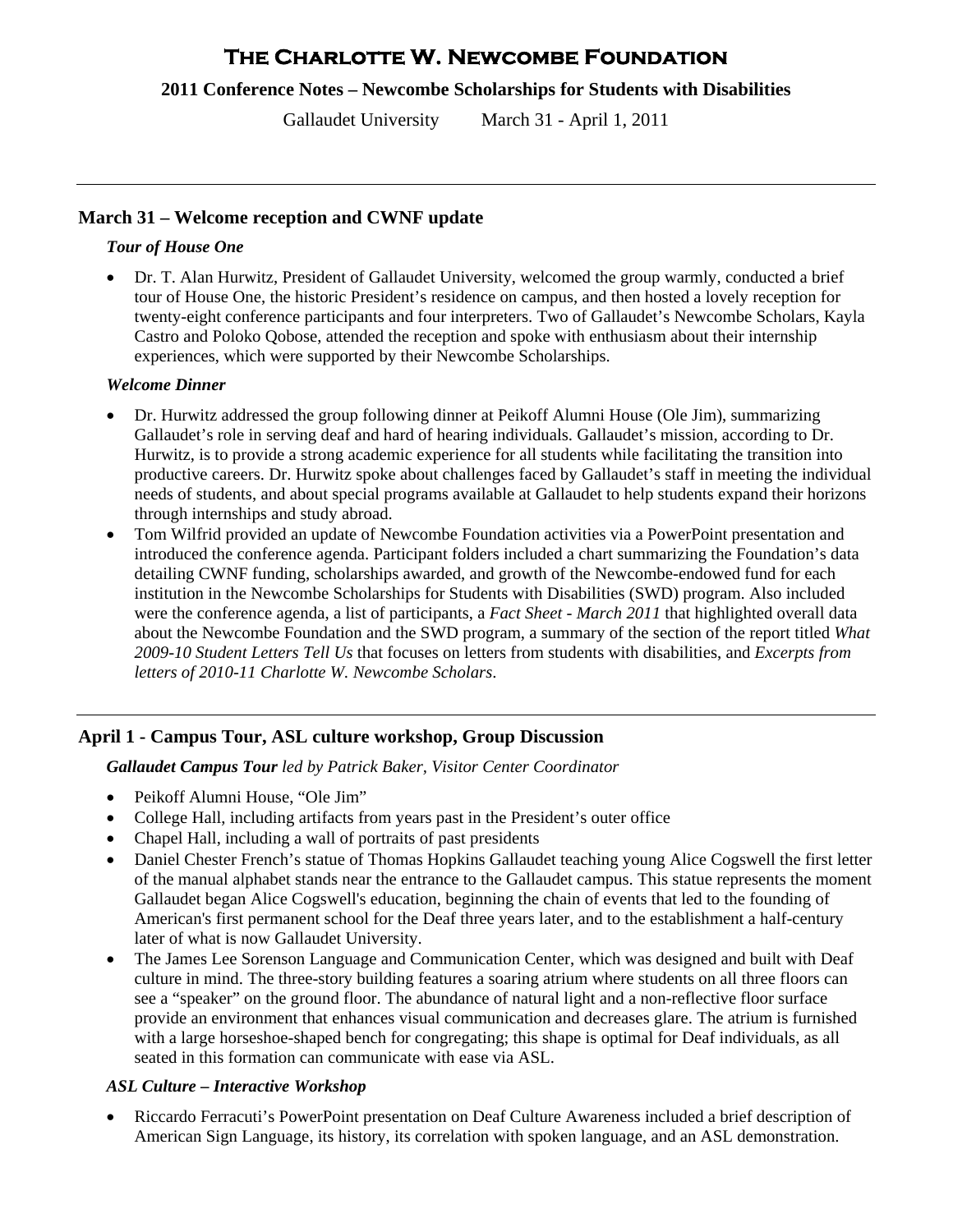# The Charlotte W. Newcombe Foundation

**2011 Conference Notes – Newcombe Scholarships for Students with Disabilities**

Gallaudet University    March 31 - April 1, 2011

---

## March 31 – Welcome reception and CWNF update

### *Tour of House One*

- Dr. T. Alan Hurwitz, President of Gallaudet University, welcomed the group warmly, conducted a brief tour of House One, the historic President's residence on campus, and then hosted a lovely reception for twenty-eight conference participants and four interpreters. Two of Gallaudet's Newcombe Scholars, Kayla Castro and Poloko Qobose, attended the reception and spoke with enthusiasm about their internship experiences, which were supported by their Newcombe Scholarships.

### *Welcome Dinner*

- Dr. Hurwitz addressed the group following dinner at Peikoff Alumni House (Ole Jim), summarizing Gallaudet's role in serving deaf and hard of hearing individuals. Gallaudet's mission, according to Dr. Hurwitz, is to provide a strong academic experience for all students while facilitating the transition into productive careers. Dr. Hurwitz spoke about challenges faced by Gallaudet's staff in meeting the individual needs of students, and about special programs available at Gallaudet to help students expand their horizons through internships and study abroad.
- Tom Wilfrid provided an update of Newcombe Foundation activities via a PowerPoint presentation and introduced the conference agenda. Participant folders included a chart summarizing the Foundation's data detailing CWNF funding, scholarships awarded, and growth of the Newcombe-endowed fund for each institution in the Newcombe Scholarships for Students with Disabilities (SWD) program. Also included were the conference agenda, a list of participants, a *Fact Sheet - March 2011* that highlighted overall data about the Newcombe Foundation and the SWD program, a summary of the section of the report titled *What 2009-10 Student Letters Tell Us* that focuses on letters from students with disabilities, and *Excerpts from letters of 2010-11 Charlotte W. Newcombe Scholars*.

---

## April 1 - Campus Tour, ASL culture workshop, Group Discussion

***Gallaudet Campus Tour*** *led by Patrick Baker, Visitor Center Coordinator*

- Peikoff Alumni House, "Ole Jim"
- College Hall, including artifacts from years past in the President's outer office
- Chapel Hall, including a wall of portraits of past presidents
- Daniel Chester French's statue of Thomas Hopkins Gallaudet teaching young Alice Cogswell the first letter of the manual alphabet stands near the entrance to the Gallaudet campus. This statue represents the moment Gallaudet began Alice Cogswell's education, beginning the chain of events that led to the founding of American's first permanent school for the Deaf three years later, and to the establishment a half-century later of what is now Gallaudet University.
- The James Lee Sorenson Language and Communication Center, which was designed and built with Deaf culture in mind. The three-story building features a soaring atrium where students on all three floors can see a "speaker" on the ground floor. The abundance of natural light and a non-reflective floor surface provide an environment that enhances visual communication and decreases glare. The atrium is furnished with a large horseshoe-shaped bench for congregating; this shape is optimal for Deaf individuals, as all seated in this formation can communicate with ease via ASL.

### *ASL Culture – Interactive Workshop*

- Riccardo Ferracuti's PowerPoint presentation on Deaf Culture Awareness included a brief description of American Sign Language, its history, its correlation with spoken language, and an ASL demonstration.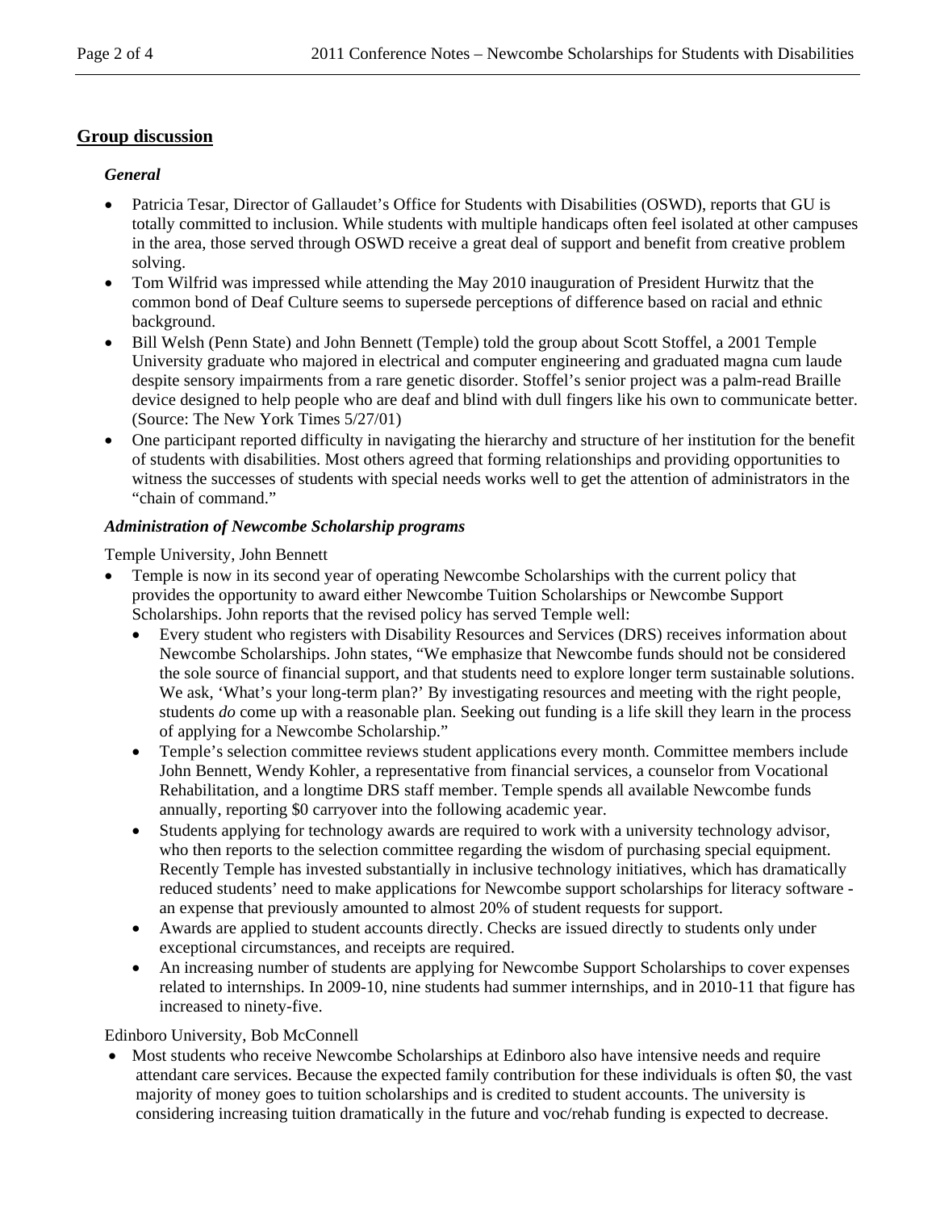## Group discussion

### *General*

- Patricia Tesar, Director of Gallaudet's Office for Students with Disabilities (OSWD), reports that GU is totally committed to inclusion. While students with multiple handicaps often feel isolated at other campuses in the area, those served through OSWD receive a great deal of support and benefit from creative problem solving.
- Tom Wilfrid was impressed while attending the May 2010 inauguration of President Hurwitz that the common bond of Deaf Culture seems to supersede perceptions of difference based on racial and ethnic background.
- Bill Welsh (Penn State) and John Bennett (Temple) told the group about Scott Stoffel, a 2001 Temple University graduate who majored in electrical and computer engineering and graduated magna cum laude despite sensory impairments from a rare genetic disorder. Stoffel's senior project was a palm-read Braille device designed to help people who are deaf and blind with dull fingers like his own to communicate better. (Source: The New York Times 5/27/01)
- One participant reported difficulty in navigating the hierarchy and structure of her institution for the benefit of students with disabilities. Most others agreed that forming relationships and providing opportunities to witness the successes of students with special needs works well to get the attention of administrators in the "chain of command."

### *Administration of Newcombe Scholarship programs*

Temple University, John Bennett

- Temple is now in its second year of operating Newcombe Scholarships with the current policy that provides the opportunity to award either Newcombe Tuition Scholarships or Newcombe Support Scholarships. John reports that the revised policy has served Temple well:
  - Every student who registers with Disability Resources and Services (DRS) receives information about Newcombe Scholarships. John states, "We emphasize that Newcombe funds should not be considered the sole source of financial support, and that students need to explore longer term sustainable solutions. We ask, 'What's your long-term plan?' By investigating resources and meeting with the right people, students *do* come up with a reasonable plan. Seeking out funding is a life skill they learn in the process of applying for a Newcombe Scholarship."
  - Temple's selection committee reviews student applications every month. Committee members include John Bennett, Wendy Kohler, a representative from financial services, a counselor from Vocational Rehabilitation, and a longtime DRS staff member. Temple spends all available Newcombe funds annually, reporting $0 carryover into the following academic year.
  - Students applying for technology awards are required to work with a university technology advisor, who then reports to the selection committee regarding the wisdom of purchasing special equipment. Recently Temple has invested substantially in inclusive technology initiatives, which has dramatically reduced students' need to make applications for Newcombe support scholarships for literacy software - an expense that previously amounted to almost 20% of student requests for support.
  - Awards are applied to student accounts directly. Checks are issued directly to students only under exceptional circumstances, and receipts are required.
  - An increasing number of students are applying for Newcombe Support Scholarships to cover expenses related to internships. In 2009-10, nine students had summer internships, and in 2010-11 that figure has increased to ninety-five.

Edinboro University, Bob McConnell

- Most students who receive Newcombe Scholarships at Edinboro also have intensive needs and require attendant care services. Because the expected family contribution for these individuals is often $0, the vast majority of money goes to tuition scholarships and is credited to student accounts. The university is considering increasing tuition dramatically in the future and voc/rehab funding is expected to decrease.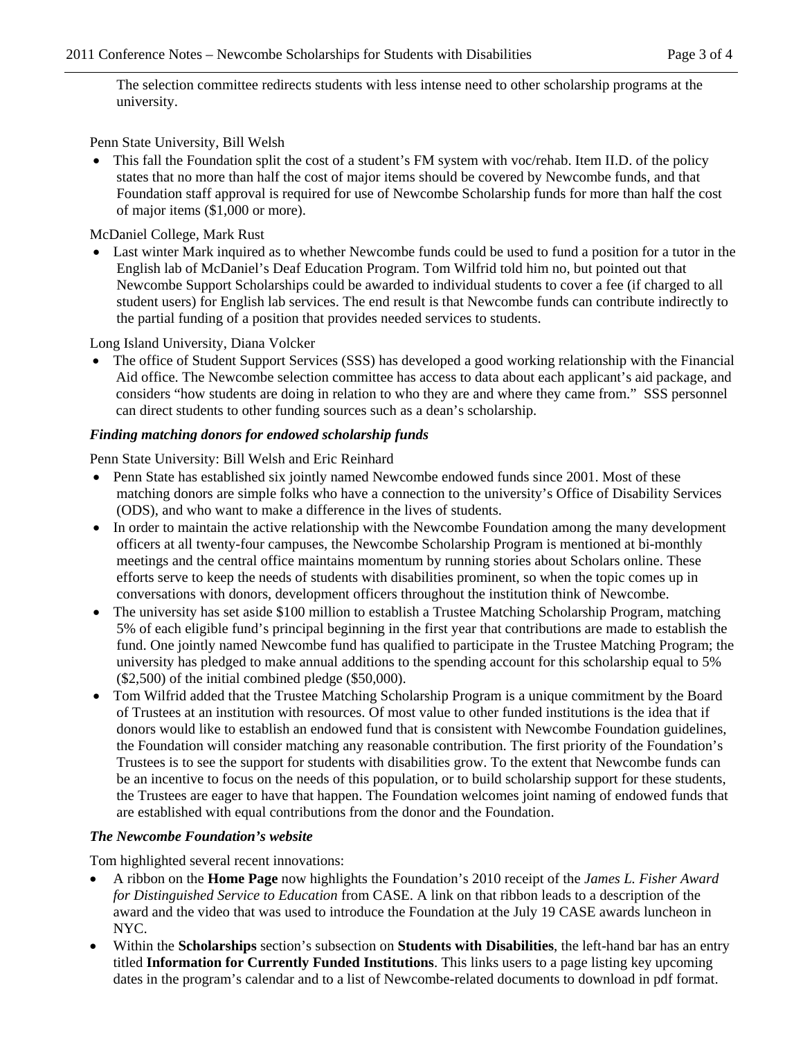The selection committee redirects students with less intense need to other scholarship programs at the university.

Penn State University, Bill Welsh

- This fall the Foundation split the cost of a student's FM system with voc/rehab. Item II.D. of the policy states that no more than half the cost of major items should be covered by Newcombe funds, and that Foundation staff approval is required for use of Newcombe Scholarship funds for more than half the cost of major items ($1,000 or more).

McDaniel College, Mark Rust

- Last winter Mark inquired as to whether Newcombe funds could be used to fund a position for a tutor in the English lab of McDaniel's Deaf Education Program. Tom Wilfrid told him no, but pointed out that Newcombe Support Scholarships could be awarded to individual students to cover a fee (if charged to all student users) for English lab services. The end result is that Newcombe funds can contribute indirectly to the partial funding of a position that provides needed services to students.

Long Island University, Diana Volcker

- The office of Student Support Services (SSS) has developed a good working relationship with the Financial Aid office. The Newcombe selection committee has access to data about each applicant's aid package, and considers "how students are doing in relation to who they are and where they came from." SSS personnel can direct students to other funding sources such as a dean's scholarship.

### *Finding matching donors for endowed scholarship funds*

Penn State University: Bill Welsh and Eric Reinhard

- Penn State has established six jointly named Newcombe endowed funds since 2001. Most of these matching donors are simple folks who have a connection to the university's Office of Disability Services (ODS), and who want to make a difference in the lives of students.
- In order to maintain the active relationship with the Newcombe Foundation among the many development officers at all twenty-four campuses, the Newcombe Scholarship Program is mentioned at bi-monthly meetings and the central office maintains momentum by running stories about Scholars online. These efforts serve to keep the needs of students with disabilities prominent, so when the topic comes up in conversations with donors, development officers throughout the institution think of Newcombe.
- The university has set aside $100 million to establish a Trustee Matching Scholarship Program, matching 5% of each eligible fund's principal beginning in the first year that contributions are made to establish the fund. One jointly named Newcombe fund has qualified to participate in the Trustee Matching Program; the university has pledged to make annual additions to the spending account for this scholarship equal to 5% ($2,500) of the initial combined pledge ($50,000).
- Tom Wilfrid added that the Trustee Matching Scholarship Program is a unique commitment by the Board of Trustees at an institution with resources. Of most value to other funded institutions is the idea that if donors would like to establish an endowed fund that is consistent with Newcombe Foundation guidelines, the Foundation will consider matching any reasonable contribution. The first priority of the Foundation's Trustees is to see the support for students with disabilities grow. To the extent that Newcombe funds can be an incentive to focus on the needs of this population, or to build scholarship support for these students, the Trustees are eager to have that happen. The Foundation welcomes joint naming of endowed funds that are established with equal contributions from the donor and the Foundation.

### *The Newcombe Foundation's website*

Tom highlighted several recent innovations:

- A ribbon on the **Home Page** now highlights the Foundation's 2010 receipt of the *James L. Fisher Award for Distinguished Service to Education* from CASE. A link on that ribbon leads to a description of the award and the video that was used to introduce the Foundation at the July 19 CASE awards luncheon in NYC.
- Within the **Scholarships** section's subsection on **Students with Disabilities**, the left-hand bar has an entry titled **Information for Currently Funded Institutions**. This links users to a page listing key upcoming dates in the program's calendar and to a list of Newcombe-related documents to download in pdf format.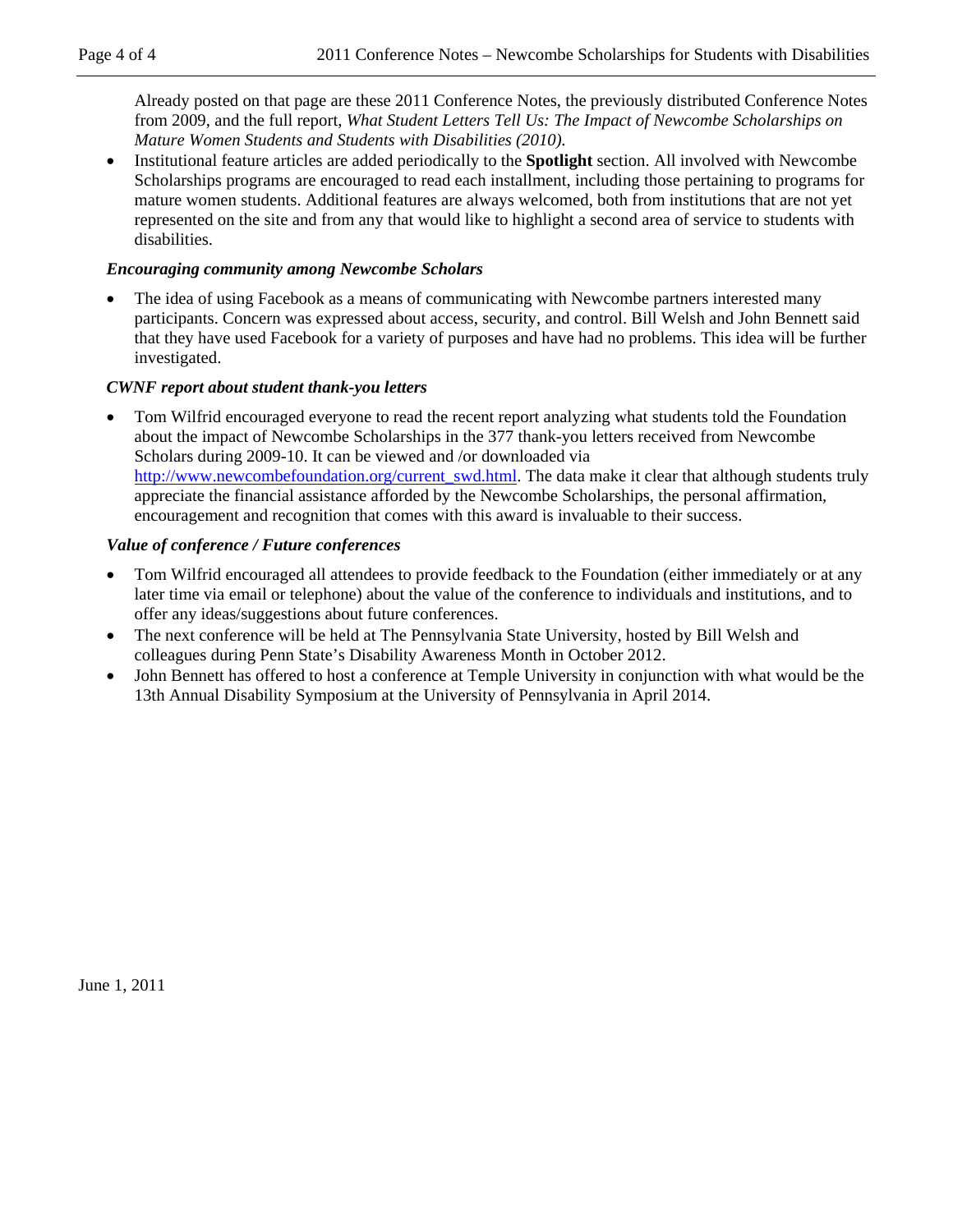Already posted on that page are these 2011 Conference Notes, the previously distributed Conference Notes from 2009, and the full report, *What Student Letters Tell Us: The Impact of Newcombe Scholarships on Mature Women Students and Students with Disabilities (2010).*

- Institutional feature articles are added periodically to the **Spotlight** section. All involved with Newcombe Scholarships programs are encouraged to read each installment, including those pertaining to programs for mature women students. Additional features are always welcomed, both from institutions that are not yet represented on the site and from any that would like to highlight a second area of service to students with disabilities.

### *Encouraging community among Newcombe Scholars*

- The idea of using Facebook as a means of communicating with Newcombe partners interested many participants. Concern was expressed about access, security, and control. Bill Welsh and John Bennett said that they have used Facebook for a variety of purposes and have had no problems. This idea will be further investigated.

### *CWNF report about student thank-you letters*

- Tom Wilfrid encouraged everyone to read the recent report analyzing what students told the Foundation about the impact of Newcombe Scholarships in the 377 thank-you letters received from Newcombe Scholars during 2009-10. It can be viewed and /or downloaded via http://www.newcombefoundation.org/current_swd.html. The data make it clear that although students truly appreciate the financial assistance afforded by the Newcombe Scholarships, the personal affirmation, encouragement and recognition that comes with this award is invaluable to their success.

### *Value of conference / Future conferences*

- Tom Wilfrid encouraged all attendees to provide feedback to the Foundation (either immediately or at any later time via email or telephone) about the value of the conference to individuals and institutions, and to offer any ideas/suggestions about future conferences.
- The next conference will be held at The Pennsylvania State University, hosted by Bill Welsh and colleagues during Penn State's Disability Awareness Month in October 2012.
- John Bennett has offered to host a conference at Temple University in conjunction with what would be the 13th Annual Disability Symposium at the University of Pennsylvania in April 2014.

June 1, 2011